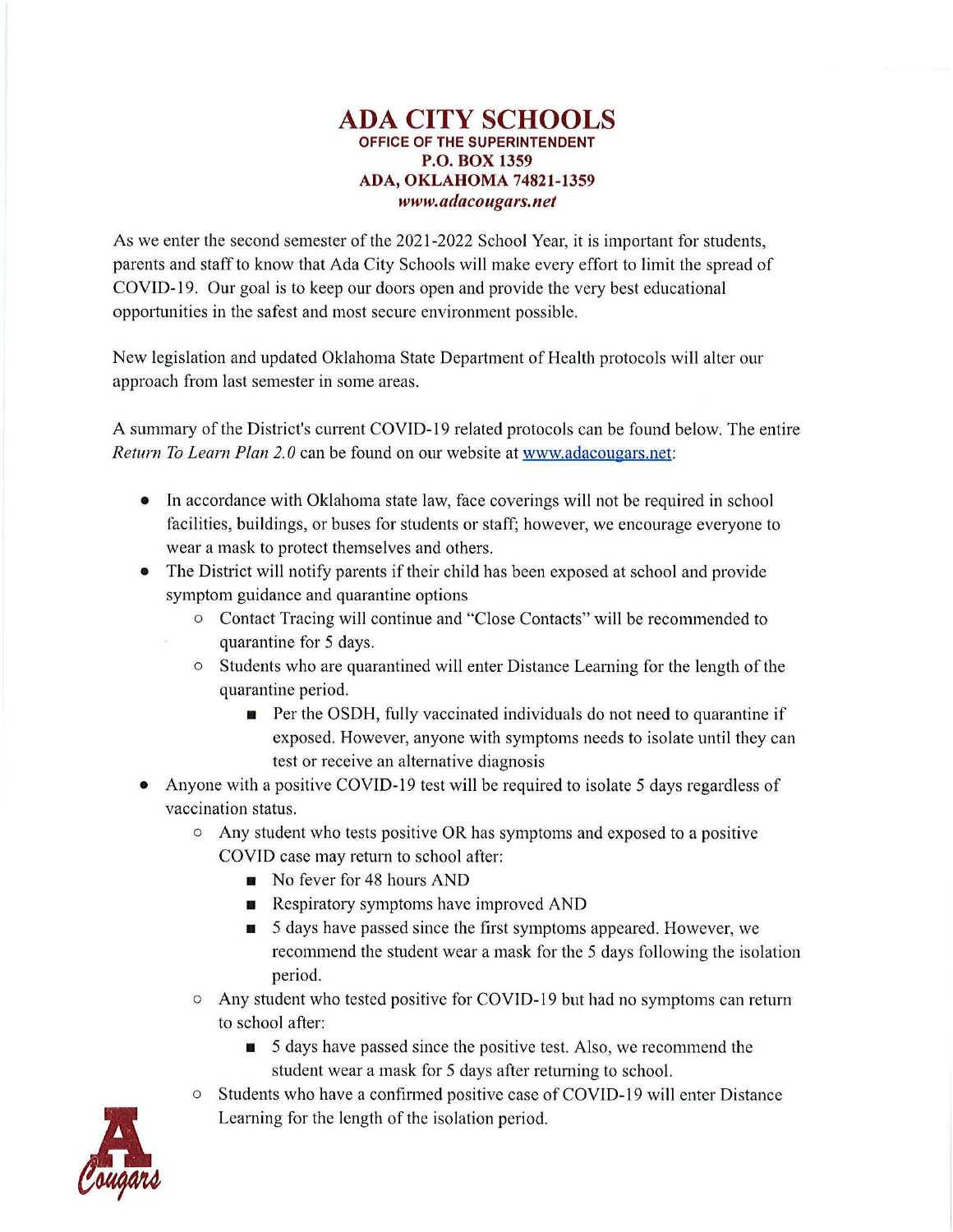# ADA CITY SCHOOLS

**OFFICE OF THE SUPERINTENDENT**
**P.O. BOX 1359**
**ADA, OKLAHOMA 74821-1359**
***www.adacougars.net***

As we enter the second semester of the 2021-2022 School Year, it is important for students, parents and staff to know that Ada City Schools will make every effort to limit the spread of COVID-19. Our goal is to keep our doors open and provide the very best educational opportunities in the safest and most secure environment possible.

New legislation and updated Oklahoma State Department of Health protocols will alter our approach from last semester in some areas.

A summary of the District's current COVID-19 related protocols can be found below. The entire *Return To Learn Plan 2.0* can be found on our website at www.adacougars.net:

- In accordance with Oklahoma state law, face coverings will not be required in school facilities, buildings, or buses for students or staff; however, we encourage everyone to wear a mask to protect themselves and others.
- The District will notify parents if their child has been exposed at school and provide symptom guidance and quarantine options
  - Contact Tracing will continue and "Close Contacts" will be recommended to quarantine for 5 days.
  - Students who are quarantined will enter Distance Learning for the length of the quarantine period.
    - Per the OSDH, fully vaccinated individuals do not need to quarantine if exposed. However, anyone with symptoms needs to isolate until they can test or receive an alternative diagnosis
- Anyone with a positive COVID-19 test will be required to isolate 5 days regardless of vaccination status.
  - Any student who tests positive OR has symptoms and exposed to a positive COVID case may return to school after:
    - No fever for 48 hours AND
    - Respiratory symptoms have improved AND
    - 5 days have passed since the first symptoms appeared. However, we recommend the student wear a mask for the 5 days following the isolation period.
  - Any student who tested positive for COVID-19 but had no symptoms can return to school after:
    - 5 days have passed since the positive test. Also, we recommend the student wear a mask for 5 days after returning to school.
  - Students who have a confirmed positive case of COVID-19 will enter Distance Learning for the length of the isolation period.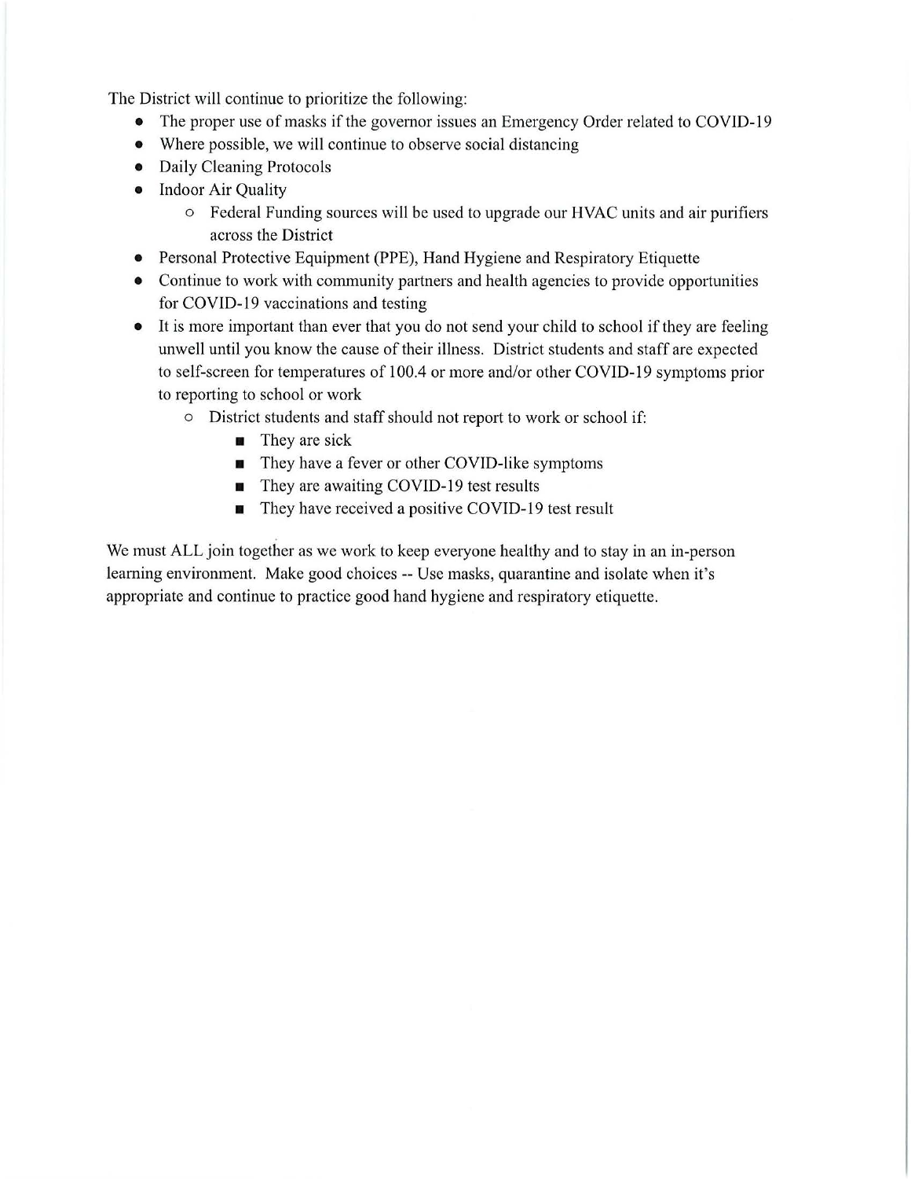The District will continue to prioritize the following:

- The proper use of masks if the governor issues an Emergency Order related to COVID-19
- Where possible, we will continue to observe social distancing
- Daily Cleaning Protocols
- Indoor Air Quality
  - Federal Funding sources will be used to upgrade our HVAC units and air purifiers across the District
- Personal Protective Equipment (PPE), Hand Hygiene and Respiratory Etiquette
- Continue to work with community partners and health agencies to provide opportunities for COVID-19 vaccinations and testing
- It is more important than ever that you do not send your child to school if they are feeling unwell until you know the cause of their illness. District students and staff are expected to self-screen for temperatures of 100.4 or more and/or other COVID-19 symptoms prior to reporting to school or work
  - District students and staff should not report to work or school if:
    - They are sick
    - They have a fever or other COVID-like symptoms
    - They are awaiting COVID-19 test results
    - They have received a positive COVID-19 test result

We must ALL join together as we work to keep everyone healthy and to stay in an in-person learning environment. Make good choices -- Use masks, quarantine and isolate when it's appropriate and continue to practice good hand hygiene and respiratory etiquette.